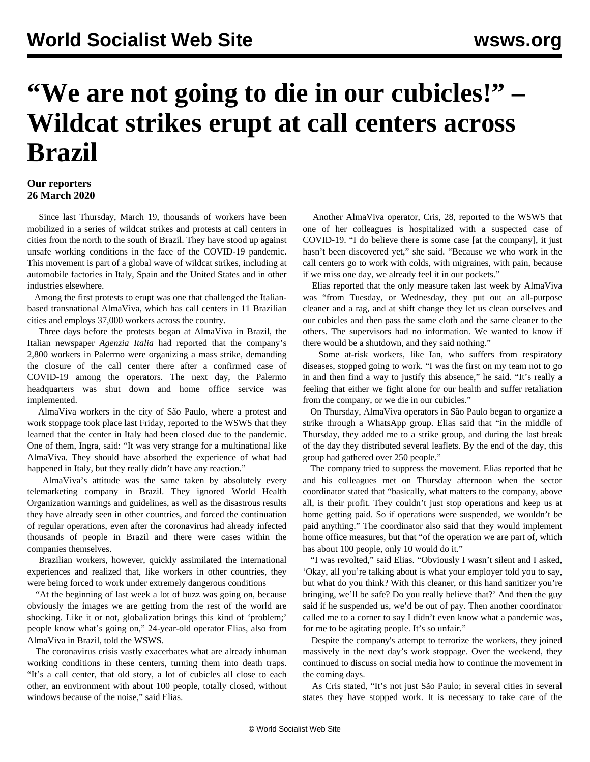# “We are not going to die in our cubicles!” – Wildcat strikes erupt at call centers across Brazil

**Our reporters**
**26 March 2020**

Since last Thursday, March 19, thousands of workers have been mobilized in a series of wildcat strikes and protests at call centers in cities from the north to the south of Brazil. They have stood up against unsafe working conditions in the face of the COVID-19 pandemic. This movement is part of a global wave of wildcat strikes, including at automobile factories in Italy, Spain and the United States and in other industries elsewhere.

Among the first protests to erupt was one that challenged the Italian-based transnational AlmaViva, which has call centers in 11 Brazilian cities and employs 37,000 workers across the country.

Three days before the protests began at AlmaViva in Brazil, the Italian newspaper *Agenzia Italia* had reported that the company’s 2,800 workers in Palermo were organizing a mass strike, demanding the closure of the call center there after a confirmed case of COVID-19 among the operators. The next day, the Palermo headquarters was shut down and home office service was implemented.

AlmaViva workers in the city of São Paulo, where a protest and work stoppage took place last Friday, reported to the WSWS that they learned that the center in Italy had been closed due to the pandemic. One of them, Ingra, said: “It was very strange for a multinational like AlmaViva. They should have absorbed the experience of what had happened in Italy, but they really didn’t have any reaction.”

AlmaViva’s attitude was the same taken by absolutely every telemarketing company in Brazil. They ignored World Health Organization warnings and guidelines, as well as the disastrous results they have already seen in other countries, and forced the continuation of regular operations, even after the coronavirus had already infected thousands of people in Brazil and there were cases within the companies themselves.

Brazilian workers, however, quickly assimilated the international experiences and realized that, like workers in other countries, they were being forced to work under extremely dangerous conditions

“At the beginning of last week a lot of buzz was going on, because obviously the images we are getting from the rest of the world are shocking. Like it or not, globalization brings this kind of ‘problem;’ people know what’s going on,” 24-year-old operator Elias, also from AlmaViva in Brazil, told the WSWS.

The coronavirus crisis vastly exacerbates what are already inhuman working conditions in these centers, turning them into death traps. “It’s a call center, that old story, a lot of cubicles all close to each other, an environment with about 100 people, totally closed, without windows because of the noise,” said Elias.

Another AlmaViva operator, Cris, 28, reported to the WSWS that one of her colleagues is hospitalized with a suspected case of COVID-19. “I do believe there is some case [at the company], it just hasn’t been discovered yet,” she said. “Because we who work in the call centers go to work with colds, with migraines, with pain, because if we miss one day, we already feel it in our pockets.”

Elias reported that the only measure taken last week by AlmaViva was “from Tuesday, or Wednesday, they put out an all-purpose cleaner and a rag, and at shift change they let us clean ourselves and our cubicles and then pass the same cloth and the same cleaner to the others. The supervisors had no information. We wanted to know if there would be a shutdown, and they said nothing.”

Some at-risk workers, like Ian, who suffers from respiratory diseases, stopped going to work. “I was the first on my team not to go in and then find a way to justify this absence,” he said. “It’s really a feeling that either we fight alone for our health and suffer retaliation from the company, or we die in our cubicles.”

On Thursday, AlmaViva operators in São Paulo began to organize a strike through a WhatsApp group. Elias said that “in the middle of Thursday, they added me to a strike group, and during the last break of the day they distributed several leaflets. By the end of the day, this group had gathered over 250 people.”

The company tried to suppress the movement. Elias reported that he and his colleagues met on Thursday afternoon when the sector coordinator stated that “basically, what matters to the company, above all, is their profit. They couldn’t just stop operations and keep us at home getting paid. So if operations were suspended, we wouldn’t be paid anything.” The coordinator also said that they would implement home office measures, but that “of the operation we are part of, which has about 100 people, only 10 would do it.”

“I was revolted,” said Elias. “Obviously I wasn’t silent and I asked, ‘Okay, all you’re talking about is what your employer told you to say, but what do you think? With this cleaner, or this hand sanitizer you’re bringing, we’ll be safe? Do you really believe that?’ And then the guy said if he suspended us, we’d be out of pay. Then another coordinator called me to a corner to say I didn’t even know what a pandemic was, for me to be agitating people. It’s so unfair.”

Despite the company's attempt to terrorize the workers, they joined massively in the next day’s work stoppage. Over the weekend, they continued to discuss on social media how to continue the movement in the coming days.

As Cris stated, “It’s not just São Paulo; in several cities in several states they have stopped work. It is necessary to take care of the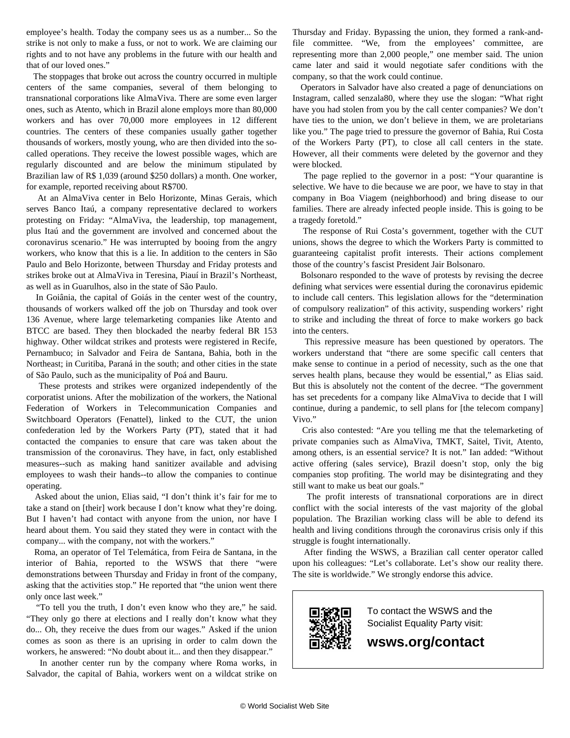employee's health. Today the company sees us as a number... So the strike is not only to make a fuss, or not to work. We are claiming our rights and to not have any problems in the future with our health and that of our loved ones."

The stoppages that broke out across the country occurred in multiple centers of the same companies, several of them belonging to transnational corporations like AlmaViva. There are some even larger ones, such as Atento, which in Brazil alone employs more than 80,000 workers and has over 70,000 more employees in 12 different countries. The centers of these companies usually gather together thousands of workers, mostly young, who are then divided into the so-called operations. They receive the lowest possible wages, which are regularly discounted and are below the minimum stipulated by Brazilian law of R$ 1,039 (around $250 dollars) a month. One worker, for example, reported receiving about R$700.

At an AlmaViva center in Belo Horizonte, Minas Gerais, which serves Banco Itaú, a company representative declared to workers protesting on Friday: "AlmaViva, the leadership, top management, plus Itaú and the government are involved and concerned about the coronavirus scenario." He was interrupted by booing from the angry workers, who know that this is a lie. In addition to the centers in São Paulo and Belo Horizonte, between Thursday and Friday protests and strikes broke out at AlmaViva in Teresina, Piauí in Brazil's Northeast, as well as in Guarulhos, also in the state of São Paulo.

In Goiânia, the capital of Goiás in the center west of the country, thousands of workers walked off the job on Thursday and took over 136 Avenue, where large telemarketing companies like Atento and BTCC are based. They then blockaded the nearby federal BR 153 highway. Other wildcat strikes and protests were registered in Recife, Pernambuco; in Salvador and Feira de Santana, Bahia, both in the Northeast; in Curitiba, Paraná in the south; and other cities in the state of São Paulo, such as the municipality of Poá and Bauru.

These protests and strikes were organized independently of the corporatist unions. After the mobilization of the workers, the National Federation of Workers in Telecommunication Companies and Switchboard Operators (Fenattel), linked to the CUT, the union confederation led by the Workers Party (PT), stated that it had contacted the companies to ensure that care was taken about the transmission of the coronavirus. They have, in fact, only established measures--such as making hand sanitizer available and advising employees to wash their hands--to allow the companies to continue operating.

Asked about the union, Elias said, "I don't think it's fair for me to take a stand on [their] work because I don't know what they're doing. But I haven't had contact with anyone from the union, nor have I heard about them. You said they stated they were in contact with the company... with the company, not with the workers."

Roma, an operator of Tel Telemática, from Feira de Santana, in the interior of Bahia, reported to the WSWS that there "were demonstrations between Thursday and Friday in front of the company, asking that the activities stop." He reported that "the union went there only once last week."

"To tell you the truth, I don't even know who they are," he said. "They only go there at elections and I really don't know what they do... Oh, they receive the dues from our wages." Asked if the union comes as soon as there is an uprising in order to calm down the workers, he answered: "No doubt about it... and then they disappear."

In another center run by the company where Roma works, in Salvador, the capital of Bahia, workers went on a wildcat strike on Thursday and Friday. Bypassing the union, they formed a rank-and-file committee. "We, from the employees' committee, are representing more than 2,000 people," one member said. The union came later and said it would negotiate safer conditions with the company, so that the work could continue.

Operators in Salvador have also created a page of denunciations on Instagram, called senzala80, where they use the slogan: "What right have you had stolen from you by the call center companies? We don't have ties to the union, we don't believe in them, we are proletarians like you." The page tried to pressure the governor of Bahia, Rui Costa of the Workers Party (PT), to close all call centers in the state. However, all their comments were deleted by the governor and they were blocked.

The page replied to the governor in a post: "Your quarantine is selective. We have to die because we are poor, we have to stay in that company in Boa Viagem (neighborhood) and bring disease to our families. There are already infected people inside. This is going to be a tragedy foretold."

The response of Rui Costa's government, together with the CUT unions, shows the degree to which the Workers Party is committed to guaranteeing capitalist profit interests. Their actions complement those of the country's fascist President Jair Bolsonaro.

Bolsonaro responded to the wave of protests by revising the decree defining what services were essential during the coronavirus epidemic to include call centers. This legislation allows for the "determination of compulsory realization" of this activity, suspending workers' right to strike and including the threat of force to make workers go back into the centers.

This repressive measure has been questioned by operators. The workers understand that "there are some specific call centers that make sense to continue in a period of necessity, such as the one that serves health plans, because they would be essential," as Elias said. But this is absolutely not the content of the decree. "The government has set precedents for a company like AlmaViva to decide that I will continue, during a pandemic, to sell plans for [the telecom company] Vivo."

Cris also contested: "Are you telling me that the telemarketing of private companies such as AlmaViva, TMKT, Saitel, Tivit, Atento, among others, is an essential service? It is not." Ian added: "Without active offering (sales service), Brazil doesn't stop, only the big companies stop profiting. The world may be disintegrating and they still want to make us beat our goals."

The profit interests of transnational corporations are in direct conflict with the social interests of the vast majority of the global population. The Brazilian working class will be able to defend its health and living conditions through the coronavirus crisis only if this struggle is fought internationally.

After finding the WSWS, a Brazilian call center operator called upon his colleagues: "Let's collaborate. Let's show our reality there. The site is worldwide." We strongly endorse this advice.

To contact the WSWS and the Socialist Equality Party visit:

**wsws.org/contact**